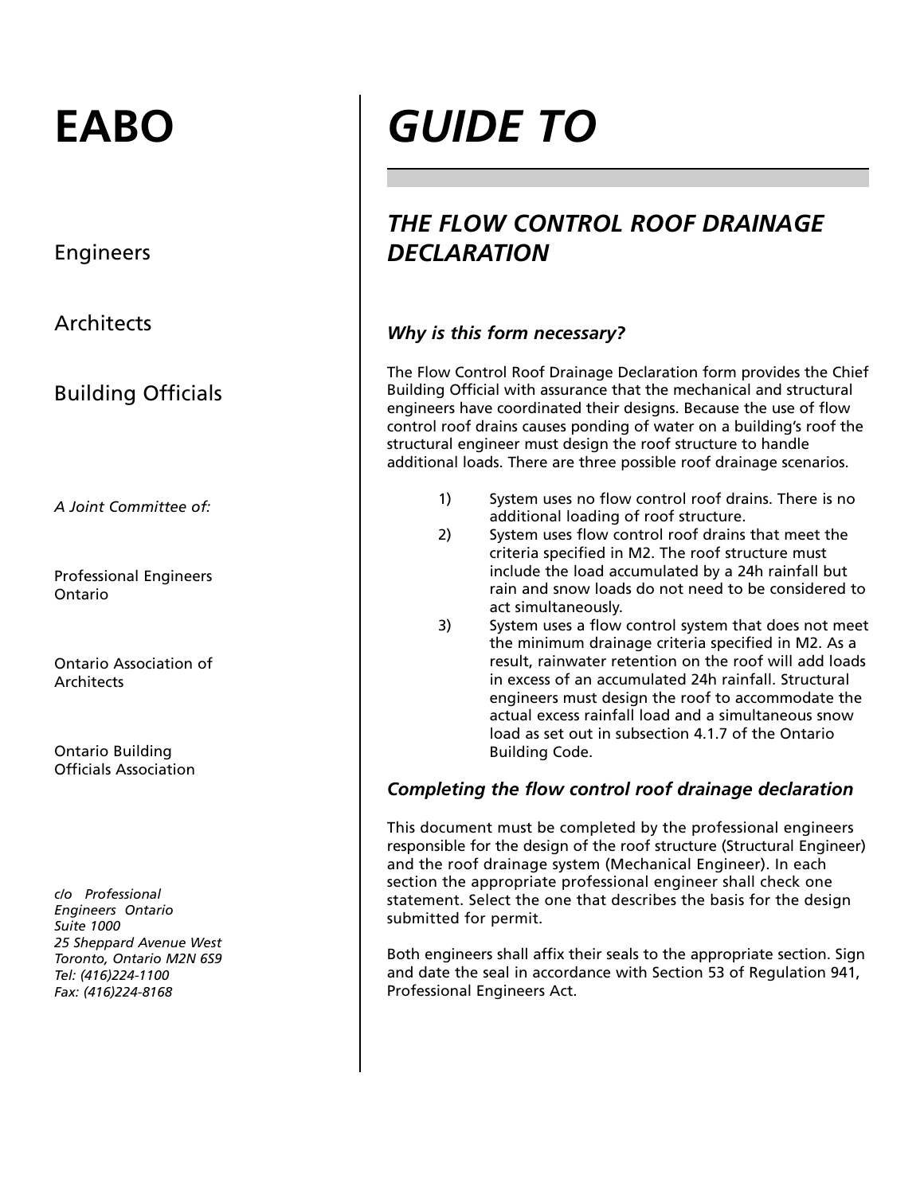# EABO

Engineers

Architects

Building Officials

*A Joint Committee of:*

Professional Engineers Ontario

Ontario Association of Architects

Ontario Building Officials Association

*c/o Professional Engineers Ontario*
*Suite 1000*
*25 Sheppard Avenue West*
*Toronto, Ontario M2N 6S9*
*Tel: (416)224-1100*
*Fax: (416)224-8168*

# *GUIDE TO*

## *THE FLOW CONTROL ROOF DRAINAGE DECLARATION*

### *Why is this form necessary?*

The Flow Control Roof Drainage Declaration form provides the Chief Building Official with assurance that the mechanical and structural engineers have coordinated their designs. Because the use of flow control roof drains causes ponding of water on a building's roof the structural engineer must design the roof structure to handle additional loads. There are three possible roof drainage scenarios.

1) System uses no flow control roof drains. There is no additional loading of roof structure.
2) System uses flow control roof drains that meet the criteria specified in M2. The roof structure must include the load accumulated by a 24h rainfall but rain and snow loads do not need to be considered to act simultaneously.
3) System uses a flow control system that does not meet the minimum drainage criteria specified in M2. As a result, rainwater retention on the roof will add loads in excess of an accumulated 24h rainfall. Structural engineers must design the roof to accommodate the actual excess rainfall load and a simultaneous snow load as set out in subsection 4.1.7 of the Ontario Building Code.

### *Completing the flow control roof drainage declaration*

This document must be completed by the professional engineers responsible for the design of the roof structure (Structural Engineer) and the roof drainage system (Mechanical Engineer). In each section the appropriate professional engineer shall check one statement. Select the one that describes the basis for the design submitted for permit.

Both engineers shall affix their seals to the appropriate section. Sign and date the seal in accordance with Section 53 of Regulation 941, Professional Engineers Act.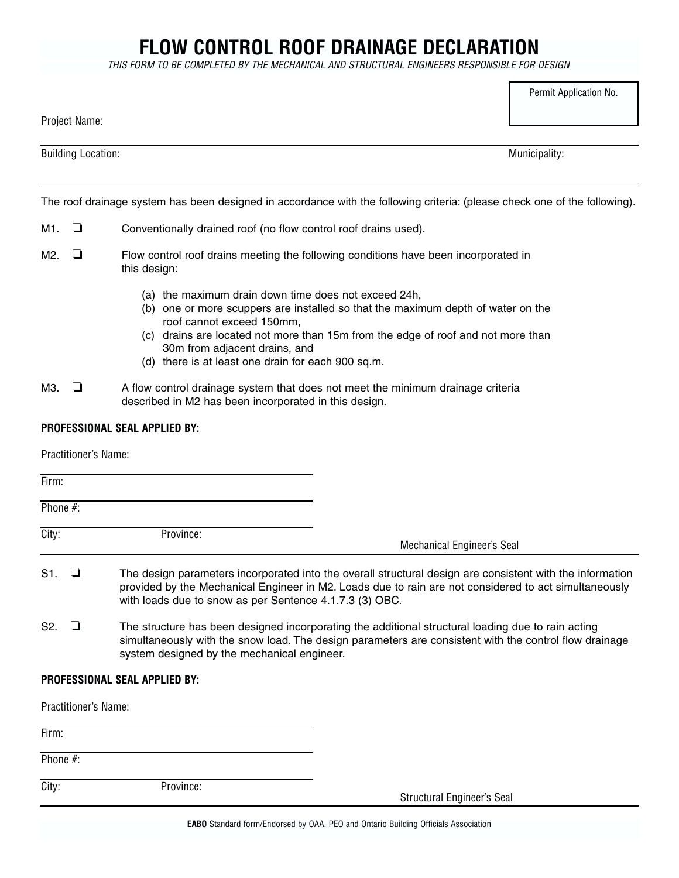# FLOW CONTROL ROOF DRAINAGE DECLARATION

*THIS FORM TO BE COMPLETED BY THE MECHANICAL AND STRUCTURAL ENGINEERS RESPONSIBLE FOR DESIGN*

Permit Application No.

Project Name:

Building Location:

Municipality:

The roof drainage system has been designed in accordance with the following criteria: (please check one of the following).

M1. ❑ Conventionally drained roof (no flow control roof drains used).

M2. ❑ Flow control roof drains meeting the following conditions have been incorporated in this design:

(a) the maximum drain down time does not exceed 24h,
(b) one or more scuppers are installed so that the maximum depth of water on the roof cannot exceed 150mm,
(c) drains are located not more than 15m from the edge of roof and not more than 30m from adjacent drains, and
(d) there is at least one drain for each 900 sq.m.

M3. ❑ A flow control drainage system that does not meet the minimum drainage criteria described in M2 has been incorporated in this design.

**PROFESSIONAL SEAL APPLIED BY:**

Practitioner's Name:

Firm:

Phone #:

City: Province:

Mechanical Engineer's Seal

S1. ❑ The design parameters incorporated into the overall structural design are consistent with the information provided by the Mechanical Engineer in M2. Loads due to rain are not considered to act simultaneously with loads due to snow as per Sentence 4.1.7.3 (3) OBC.

S2. ❑ The structure has been designed incorporating the additional structural loading due to rain acting simultaneously with the snow load. The design parameters are consistent with the control flow drainage system designed by the mechanical engineer.

**PROFESSIONAL SEAL APPLIED BY:**

Practitioner's Name:

Firm:

Phone #:

City: Province:

Structural Engineer's Seal

**EABO** Standard form/Endorsed by OAA, PEO and Ontario Building Officials Association